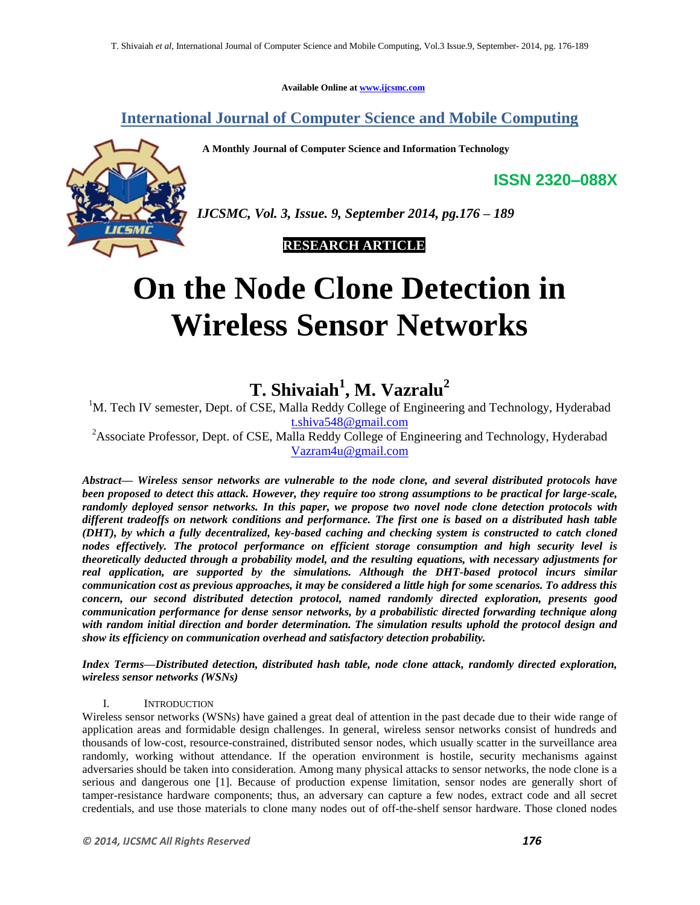Available Online at www.ijcsmc.com

## International Journal of Computer Science and Mobile Computing

**A Monthly Journal of Computer Science and Information Technology**

**ISSN 2320–088X**

*IJCSMC, Vol. 3, Issue. 9, September 2014, pg.176 – 189*

**RESEARCH ARTICLE**

# On the Node Clone Detection in Wireless Sensor Networks

## T. Shivaiah[1], M. Vazralu[2]

[1]M. Tech IV semester, Dept. of CSE, Malla Reddy College of Engineering and Technology, Hyderabad
t.shiva548@gmail.com

[2]Associate Professor, Dept. of CSE, Malla Reddy College of Engineering and Technology, Hyderabad
Vazram4u@gmail.com

***Abstract***— ***Wireless sensor networks are vulnerable to the node clone, and several distributed protocols have been proposed to detect this attack. However, they require too strong assumptions to be practical for large-scale, randomly deployed sensor networks. In this paper, we propose two novel node clone detection protocols with different tradeoffs on network conditions and performance. The first one is based on a distributed hash table (DHT), by which a fully decentralized, key-based caching and checking system is constructed to catch cloned nodes effectively. The protocol performance on efficient storage consumption and high security level is theoretically deducted through a probability model, and the resulting equations, with necessary adjustments for real application, are supported by the simulations. Although the DHT-based protocol incurs similar communication cost as previous approaches, it may be considered a little high for some scenarios. To address this concern, our second distributed detection protocol, named randomly directed exploration, presents good communication performance for dense sensor networks, by a probabilistic directed forwarding technique along with random initial direction and border determination. The simulation results uphold the protocol design and show its efficiency on communication overhead and satisfactory detection probability.***

***Index Terms—Distributed detection, distributed hash table, node clone attack, randomly directed exploration, wireless sensor networks (WSNs)***

## I. Introduction

Wireless sensor networks (WSNs) have gained a great deal of attention in the past decade due to their wide range of application areas and formidable design challenges. In general, wireless sensor networks consist of hundreds and thousands of low-cost, resource-constrained, distributed sensor nodes, which usually scatter in the surveillance area randomly, working without attendance. If the operation environment is hostile, security mechanisms against adversaries should be taken into consideration. Among many physical attacks to sensor networks, the node clone is a serious and dangerous one [1]. Because of production expense limitation, sensor nodes are generally short of tamper-resistance hardware components; thus, an adversary can capture a few nodes, extract code and all secret credentials, and use those materials to clone many nodes out of off-the-shelf sensor hardware. Those cloned nodes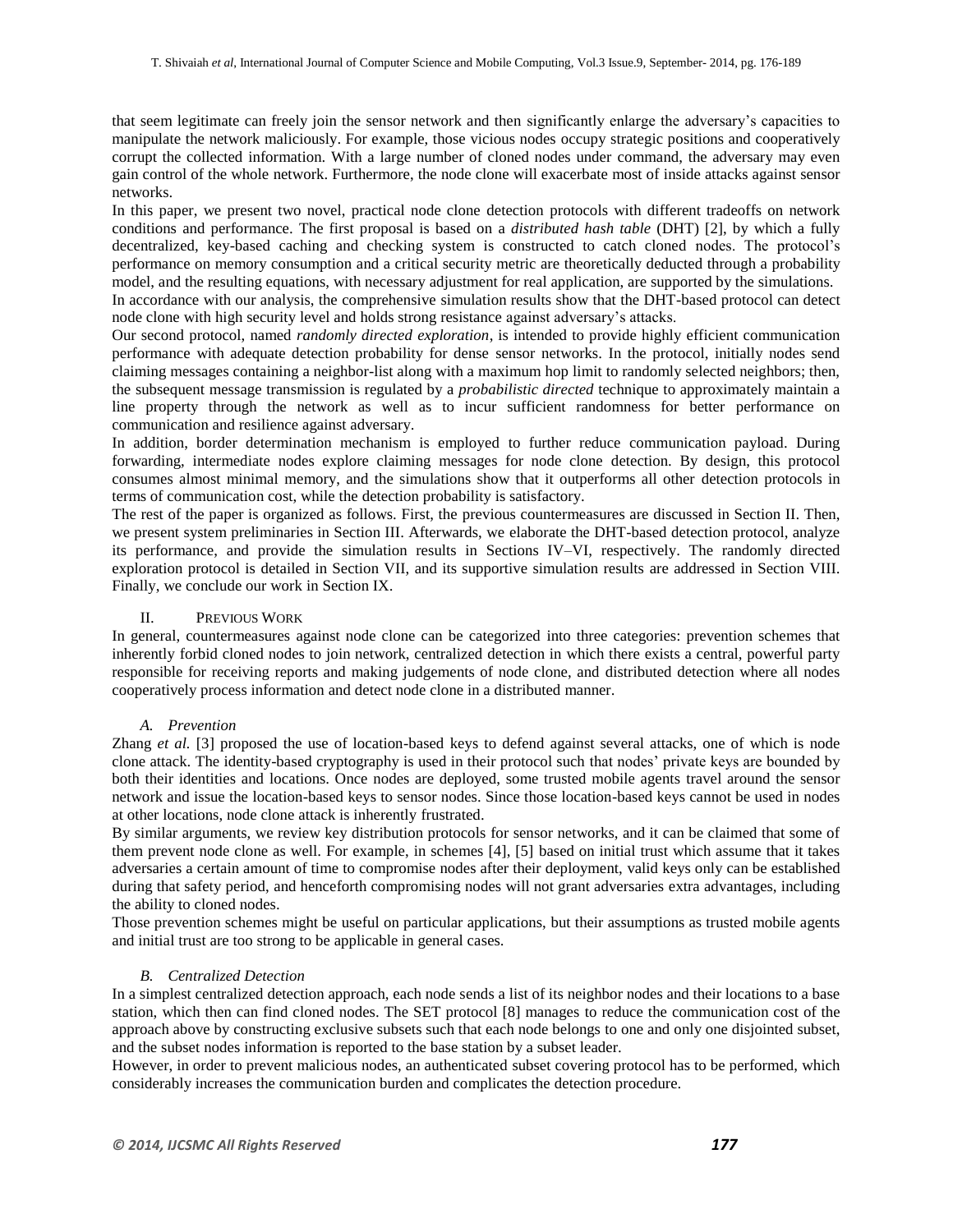that seem legitimate can freely join the sensor network and then significantly enlarge the adversary's capacities to manipulate the network maliciously. For example, those vicious nodes occupy strategic positions and cooperatively corrupt the collected information. With a large number of cloned nodes under command, the adversary may even gain control of the whole network. Furthermore, the node clone will exacerbate most of inside attacks against sensor networks.

In this paper, we present two novel, practical node clone detection protocols with different tradeoffs on network conditions and performance. The first proposal is based on a *distributed hash table* (DHT) [2], by which a fully decentralized, key-based caching and checking system is constructed to catch cloned nodes. The protocol's performance on memory consumption and a critical security metric are theoretically deducted through a probability model, and the resulting equations, with necessary adjustment for real application, are supported by the simulations. In accordance with our analysis, the comprehensive simulation results show that the DHT-based protocol can detect node clone with high security level and holds strong resistance against adversary's attacks.

Our second protocol, named *randomly directed exploration*, is intended to provide highly efficient communication performance with adequate detection probability for dense sensor networks. In the protocol, initially nodes send claiming messages containing a neighbor-list along with a maximum hop limit to randomly selected neighbors; then, the subsequent message transmission is regulated by a *probabilistic directed* technique to approximately maintain a line property through the network as well as to incur sufficient randomness for better performance on communication and resilience against adversary.

In addition, border determination mechanism is employed to further reduce communication payload. During forwarding, intermediate nodes explore claiming messages for node clone detection. By design, this protocol consumes almost minimal memory, and the simulations show that it outperforms all other detection protocols in terms of communication cost, while the detection probability is satisfactory.

The rest of the paper is organized as follows. First, the previous countermeasures are discussed in Section II. Then, we present system preliminaries in Section III. Afterwards, we elaborate the DHT-based detection protocol, analyze its performance, and provide the simulation results in Sections IV–VI, respectively. The randomly directed exploration protocol is detailed in Section VII, and its supportive simulation results are addressed in Section VIII. Finally, we conclude our work in Section IX.

## II. Previous Work

In general, countermeasures against node clone can be categorized into three categories: prevention schemes that inherently forbid cloned nodes to join network, centralized detection in which there exists a central, powerful party responsible for receiving reports and making judgements of node clone, and distributed detection where all nodes cooperatively process information and detect node clone in a distributed manner.

### *A. Prevention*

Zhang *et al.* [3] proposed the use of location-based keys to defend against several attacks, one of which is node clone attack. The identity-based cryptography is used in their protocol such that nodes' private keys are bounded by both their identities and locations. Once nodes are deployed, some trusted mobile agents travel around the sensor network and issue the location-based keys to sensor nodes. Since those location-based keys cannot be used in nodes at other locations, node clone attack is inherently frustrated.

By similar arguments, we review key distribution protocols for sensor networks, and it can be claimed that some of them prevent node clone as well. For example, in schemes [4], [5] based on initial trust which assume that it takes adversaries a certain amount of time to compromise nodes after their deployment, valid keys only can be established during that safety period, and henceforth compromising nodes will not grant adversaries extra advantages, including the ability to cloned nodes.

Those prevention schemes might be useful on particular applications, but their assumptions as trusted mobile agents and initial trust are too strong to be applicable in general cases.

### *B. Centralized Detection*

In a simplest centralized detection approach, each node sends a list of its neighbor nodes and their locations to a base station, which then can find cloned nodes. The SET protocol [8] manages to reduce the communication cost of the approach above by constructing exclusive subsets such that each node belongs to one and only one disjointed subset, and the subset nodes information is reported to the base station by a subset leader.

However, in order to prevent malicious nodes, an authenticated subset covering protocol has to be performed, which considerably increases the communication burden and complicates the detection procedure.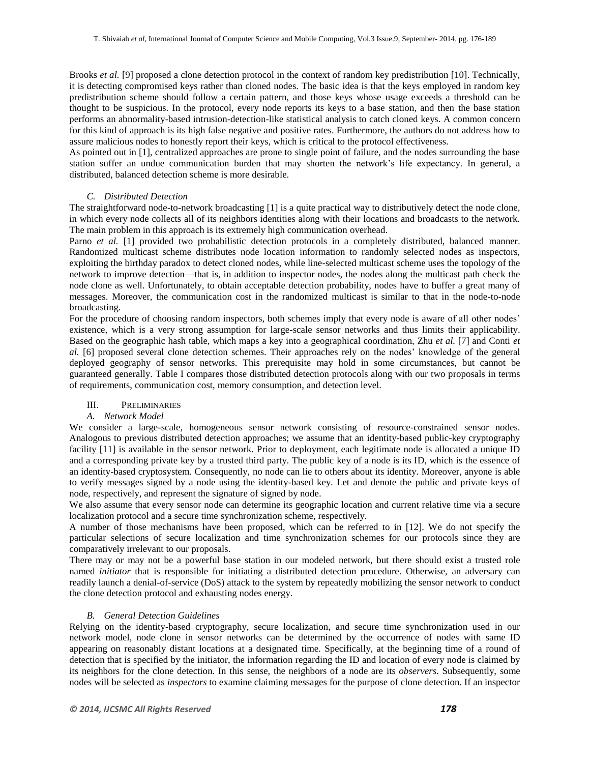Brooks *et al.* [9] proposed a clone detection protocol in the context of random key predistribution [10]. Technically, it is detecting compromised keys rather than cloned nodes. The basic idea is that the keys employed in random key predistribution scheme should follow a certain pattern, and those keys whose usage exceeds a threshold can be thought to be suspicious. In the protocol, every node reports its keys to a base station, and then the base station performs an abnormality-based intrusion-detection-like statistical analysis to catch cloned keys. A common concern for this kind of approach is its high false negative and positive rates. Furthermore, the authors do not address how to assure malicious nodes to honestly report their keys, which is critical to the protocol effectiveness.

As pointed out in [1], centralized approaches are prone to single point of failure, and the nodes surrounding the base station suffer an undue communication burden that may shorten the network's life expectancy. In general, a distributed, balanced detection scheme is more desirable.

### *C. Distributed Detection*

The straightforward node-to-network broadcasting [1] is a quite practical way to distributively detect the node clone, in which every node collects all of its neighbors identities along with their locations and broadcasts to the network. The main problem in this approach is its extremely high communication overhead.

Parno *et al.* [1] provided two probabilistic detection protocols in a completely distributed, balanced manner. Randomized multicast scheme distributes node location information to randomly selected nodes as inspectors, exploiting the birthday paradox to detect cloned nodes, while line-selected multicast scheme uses the topology of the network to improve detection—that is, in addition to inspector nodes, the nodes along the multicast path check the node clone as well. Unfortunately, to obtain acceptable detection probability, nodes have to buffer a great many of messages. Moreover, the communication cost in the randomized multicast is similar to that in the node-to-node broadcasting.

For the procedure of choosing random inspectors, both schemes imply that every node is aware of all other nodes' existence, which is a very strong assumption for large-scale sensor networks and thus limits their applicability. Based on the geographic hash table, which maps a key into a geographical coordination, Zhu *et al.* [7] and Conti *et al.* [6] proposed several clone detection schemes. Their approaches rely on the nodes' knowledge of the general deployed geography of sensor networks. This prerequisite may hold in some circumstances, but cannot be guaranteed generally. Table I compares those distributed detection protocols along with our two proposals in terms of requirements, communication cost, memory consumption, and detection level.

## III. Preliminaries

### *A. Network Model*

We consider a large-scale, homogeneous sensor network consisting of resource-constrained sensor nodes. Analogous to previous distributed detection approaches; we assume that an identity-based public-key cryptography facility [11] is available in the sensor network. Prior to deployment, each legitimate node is allocated a unique ID and a corresponding private key by a trusted third party. The public key of a node is its ID, which is the essence of an identity-based cryptosystem. Consequently, no node can lie to others about its identity. Moreover, anyone is able to verify messages signed by a node using the identity-based key. Let and denote the public and private keys of node, respectively, and represent the signature of signed by node.

We also assume that every sensor node can determine its geographic location and current relative time via a secure localization protocol and a secure time synchronization scheme, respectively.

A number of those mechanisms have been proposed, which can be referred to in [12]. We do not specify the particular selections of secure localization and time synchronization schemes for our protocols since they are comparatively irrelevant to our proposals.

There may or may not be a powerful base station in our modeled network, but there should exist a trusted role named *initiator* that is responsible for initiating a distributed detection procedure. Otherwise, an adversary can readily launch a denial-of-service (DoS) attack to the system by repeatedly mobilizing the sensor network to conduct the clone detection protocol and exhausting nodes energy.

### *B. General Detection Guidelines*

Relying on the identity-based cryptography, secure localization, and secure time synchronization used in our network model, node clone in sensor networks can be determined by the occurrence of nodes with same ID appearing on reasonably distant locations at a designated time. Specifically, at the beginning time of a round of detection that is specified by the initiator, the information regarding the ID and location of every node is claimed by its neighbors for the clone detection. In this sense, the neighbors of a node are its *observers*. Subsequently, some nodes will be selected as *inspectors* to examine claiming messages for the purpose of clone detection. If an inspector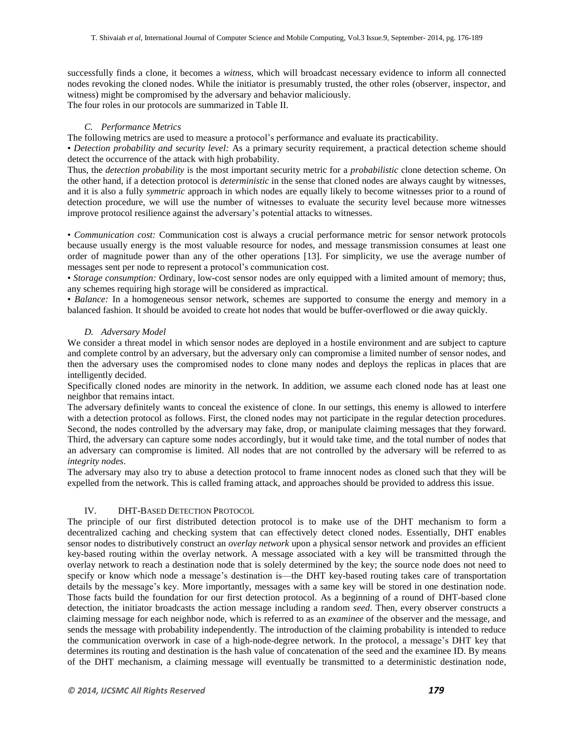successfully finds a clone, it becomes a *witness*, which will broadcast necessary evidence to inform all connected nodes revoking the cloned nodes. While the initiator is presumably trusted, the other roles (observer, inspector, and witness) might be compromised by the adversary and behavior maliciously.
The four roles in our protocols are summarized in Table II.

### *C. Performance Metrics*

The following metrics are used to measure a protocol's performance and evaluate its practicability.

• *Detection probability and security level:* As a primary security requirement, a practical detection scheme should detect the occurrence of the attack with high probability.
Thus, the *detection probability* is the most important security metric for a *probabilistic* clone detection scheme. On the other hand, if a detection protocol is *deterministic* in the sense that cloned nodes are always caught by witnesses, and it is also a fully *symmetric* approach in which nodes are equally likely to become witnesses prior to a round of detection procedure, we will use the number of witnesses to evaluate the security level because more witnesses improve protocol resilience against the adversary's potential attacks to witnesses.

• *Communication cost:* Communication cost is always a crucial performance metric for sensor network protocols because usually energy is the most valuable resource for nodes, and message transmission consumes at least one order of magnitude power than any of the other operations [13]. For simplicity, we use the average number of messages sent per node to represent a protocol's communication cost.
• *Storage consumption:* Ordinary, low-cost sensor nodes are only equipped with a limited amount of memory; thus, any schemes requiring high storage will be considered as impractical.
• *Balance:* In a homogeneous sensor network, schemes are supported to consume the energy and memory in a balanced fashion. It should be avoided to create hot nodes that would be buffer-overflowed or die away quickly.

### *D. Adversary Model*

We consider a threat model in which sensor nodes are deployed in a hostile environment and are subject to capture and complete control by an adversary, but the adversary only can compromise a limited number of sensor nodes, and then the adversary uses the compromised nodes to clone many nodes and deploys the replicas in places that are intelligently decided.
Specifically cloned nodes are minority in the network. In addition, we assume each cloned node has at least one neighbor that remains intact.
The adversary definitely wants to conceal the existence of clone. In our settings, this enemy is allowed to interfere with a detection protocol as follows. First, the cloned nodes may not participate in the regular detection procedures. Second, the nodes controlled by the adversary may fake, drop, or manipulate claiming messages that they forward. Third, the adversary can capture some nodes accordingly, but it would take time, and the total number of nodes that an adversary can compromise is limited. All nodes that are not controlled by the adversary will be referred to as *integrity nodes*.
The adversary may also try to abuse a detection protocol to frame innocent nodes as cloned such that they will be expelled from the network. This is called framing attack, and approaches should be provided to address this issue.

## IV. DHT-BASED DETECTION PROTOCOL

The principle of our first distributed detection protocol is to make use of the DHT mechanism to form a decentralized caching and checking system that can effectively detect cloned nodes. Essentially, DHT enables sensor nodes to distributively construct an *overlay network* upon a physical sensor network and provides an efficient key-based routing within the overlay network. A message associated with a key will be transmitted through the overlay network to reach a destination node that is solely determined by the key; the source node does not need to specify or know which node a message's destination is—the DHT key-based routing takes care of transportation details by the message's key. More importantly, messages with a same key will be stored in one destination node. Those facts build the foundation for our first detection protocol. As a beginning of a round of DHT-based clone detection, the initiator broadcasts the action message including a random *seed*. Then, every observer constructs a claiming message for each neighbor node, which is referred to as an *examinee* of the observer and the message, and sends the message with probability independently. The introduction of the claiming probability is intended to reduce the communication overwork in case of a high-node-degree network. In the protocol, a message's DHT key that determines its routing and destination is the hash value of concatenation of the seed and the examinee ID. By means of the DHT mechanism, a claiming message will eventually be transmitted to a deterministic destination node,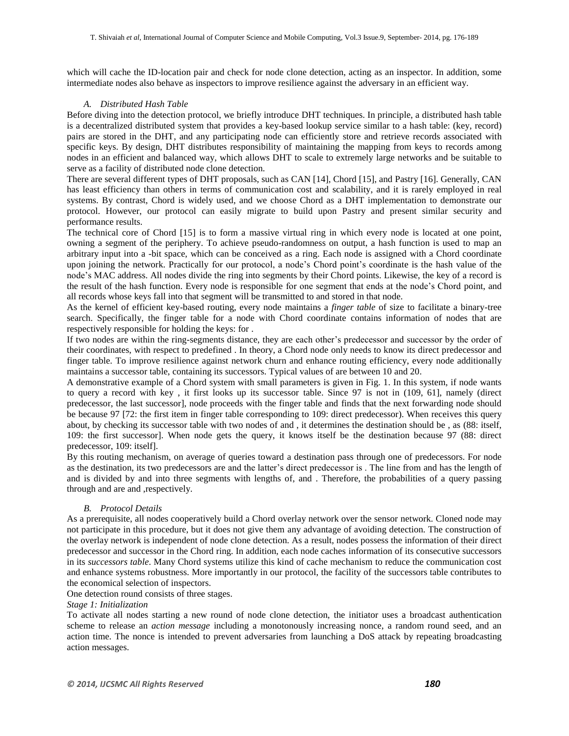which will cache the ID-location pair and check for node clone detection, acting as an inspector. In addition, some intermediate nodes also behave as inspectors to improve resilience against the adversary in an efficient way.

### *A. Distributed Hash Table*

Before diving into the detection protocol, we briefly introduce DHT techniques. In principle, a distributed hash table is a decentralized distributed system that provides a key-based lookup service similar to a hash table: (key, record) pairs are stored in the DHT, and any participating node can efficiently store and retrieve records associated with specific keys. By design, DHT distributes responsibility of maintaining the mapping from keys to records among nodes in an efficient and balanced way, which allows DHT to scale to extremely large networks and be suitable to serve as a facility of distributed node clone detection.

There are several different types of DHT proposals, such as CAN [14], Chord [15], and Pastry [16]. Generally, CAN has least efficiency than others in terms of communication cost and scalability, and it is rarely employed in real systems. By contrast, Chord is widely used, and we choose Chord as a DHT implementation to demonstrate our protocol. However, our protocol can easily migrate to build upon Pastry and present similar security and performance results.

The technical core of Chord [15] is to form a massive virtual ring in which every node is located at one point, owning a segment of the periphery. To achieve pseudo-randomness on output, a hash function is used to map an arbitrary input into a -bit space, which can be conceived as a ring. Each node is assigned with a Chord coordinate upon joining the network. Practically for our protocol, a node's Chord point's coordinate is the hash value of the node's MAC address. All nodes divide the ring into segments by their Chord points. Likewise, the key of a record is the result of the hash function. Every node is responsible for one segment that ends at the node's Chord point, and all records whose keys fall into that segment will be transmitted to and stored in that node.

As the kernel of efficient key-based routing, every node maintains a *finger table* of size to facilitate a binary-tree search. Specifically, the finger table for a node with Chord coordinate contains information of nodes that are respectively responsible for holding the keys: for .

If two nodes are within the ring-segments distance, they are each other's predecessor and successor by the order of their coordinates, with respect to predefined . In theory, a Chord node only needs to know its direct predecessor and finger table. To improve resilience against network churn and enhance routing efficiency, every node additionally maintains a successor table, containing its successors. Typical values of are between 10 and 20.

A demonstrative example of a Chord system with small parameters is given in Fig. 1. In this system, if node wants to query a record with key , it first looks up its successor table. Since 97 is not in (109, 61], namely (direct predecessor, the last successor], node proceeds with the finger table and finds that the next forwarding node should be because 97 [72: the first item in finger table corresponding to 109: direct predecessor). When receives this query about, by checking its successor table with two nodes of and , it determines the destination should be , as (88: itself, 109: the first successor]. When node gets the query, it knows itself be the destination because 97 (88: direct predecessor, 109: itself].

By this routing mechanism, on average of queries toward a destination pass through one of predecessors. For node as the destination, its two predecessors are and the latter's direct predecessor is . The line from and has the length of and is divided by and into three segments with lengths of, and . Therefore, the probabilities of a query passing through and are and ,respectively.

### *B. Protocol Details*

As a prerequisite, all nodes cooperatively build a Chord overlay network over the sensor network. Cloned node may not participate in this procedure, but it does not give them any advantage of avoiding detection. The construction of the overlay network is independent of node clone detection. As a result, nodes possess the information of their direct predecessor and successor in the Chord ring. In addition, each node caches information of its consecutive successors in its *successors table*. Many Chord systems utilize this kind of cache mechanism to reduce the communication cost and enhance systems robustness. More importantly in our protocol, the facility of the successors table contributes to the economical selection of inspectors.

One detection round consists of three stages.

*Stage 1: Initialization*

To activate all nodes starting a new round of node clone detection, the initiator uses a broadcast authentication scheme to release an *action message* including a monotonously increasing nonce, a random round seed, and an action time. The nonce is intended to prevent adversaries from launching a DoS attack by repeating broadcasting action messages.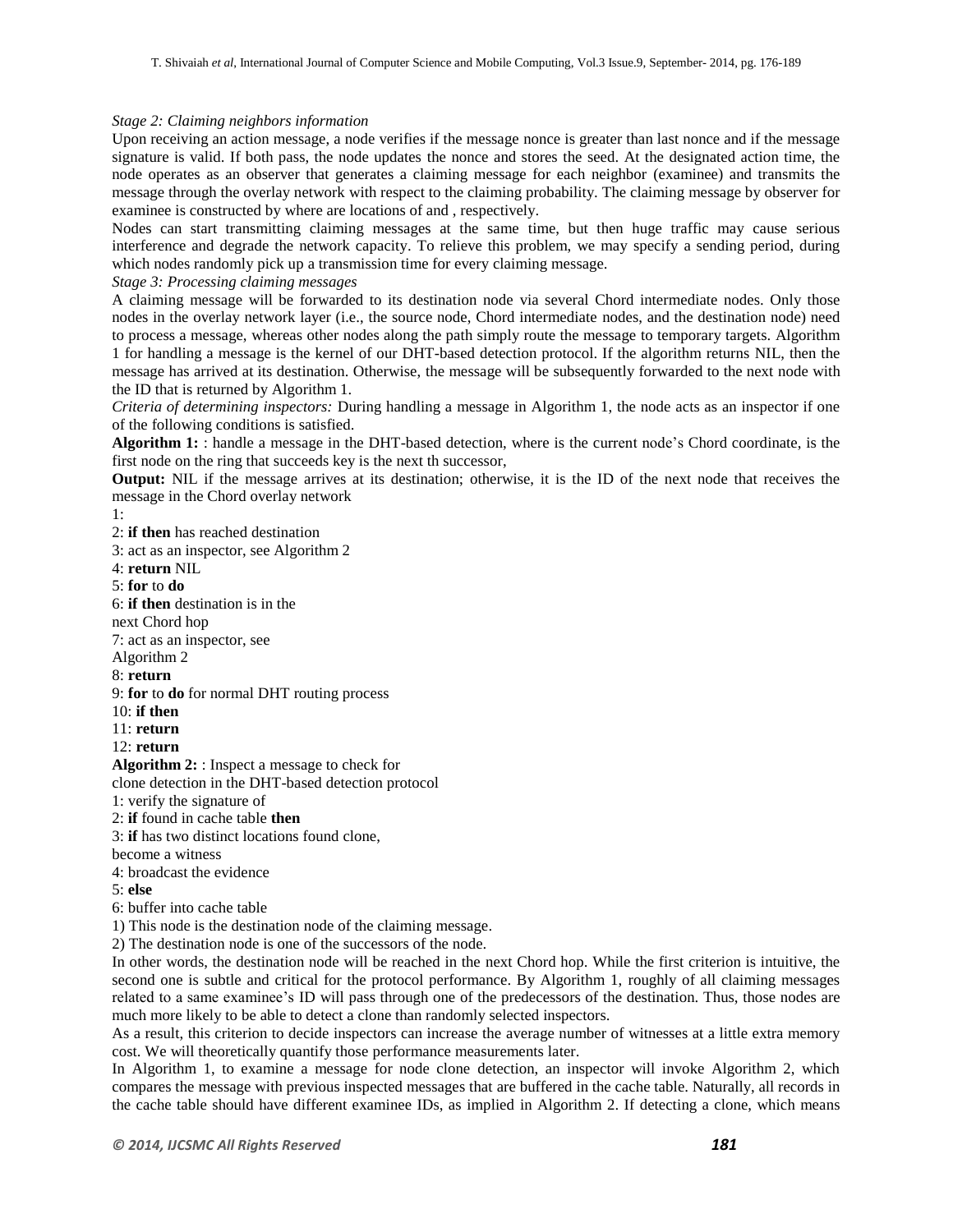*Stage 2: Claiming neighbors information*

Upon receiving an action message, a node verifies if the message nonce is greater than last nonce and if the message signature is valid. If both pass, the node updates the nonce and stores the seed. At the designated action time, the node operates as an observer that generates a claiming message for each neighbor (examinee) and transmits the message through the overlay network with respect to the claiming probability. The claiming message by observer for examinee is constructed by where are locations of and , respectively.

Nodes can start transmitting claiming messages at the same time, but then huge traffic may cause serious interference and degrade the network capacity. To relieve this problem, we may specify a sending period, during which nodes randomly pick up a transmission time for every claiming message.

*Stage 3: Processing claiming messages*

A claiming message will be forwarded to its destination node via several Chord intermediate nodes. Only those nodes in the overlay network layer (i.e., the source node, Chord intermediate nodes, and the destination node) need to process a message, whereas other nodes along the path simply route the message to temporary targets. Algorithm 1 for handling a message is the kernel of our DHT-based detection protocol. If the algorithm returns NIL, then the message has arrived at its destination. Otherwise, the message will be subsequently forwarded to the next node with the ID that is returned by Algorithm 1.

*Criteria of determining inspectors:* During handling a message in Algorithm 1, the node acts as an inspector if one of the following conditions is satisfied.

**Algorithm 1:** : handle a message in the DHT-based detection, where is the current node's Chord coordinate, is the first node on the ring that succeeds key is the next th successor,

**Output:** NIL if the message arrives at its destination; otherwise, it is the ID of the next node that receives the message in the Chord overlay network

1:
2: **if then** has reached destination
3: act as an inspector, see Algorithm 2
4: **return** NIL
5: **for** to **do**
6: **if then** destination is in the next Chord hop
7: act as an inspector, see Algorithm 2
8: **return**
9: **for** to **do** for normal DHT routing process
10: **if then**
11: **return**
12: **return**

**Algorithm 2:** : Inspect a message to check for clone detection in the DHT-based detection protocol

1: verify the signature of
2: **if** found in cache table **then**
3: **if** has two distinct locations found clone, become a witness
4: broadcast the evidence
5: **else**
6: buffer into cache table

1) This node is the destination node of the claiming message.
2) The destination node is one of the successors of the node.

In other words, the destination node will be reached in the next Chord hop. While the first criterion is intuitive, the second one is subtle and critical for the protocol performance. By Algorithm 1, roughly of all claiming messages related to a same examinee's ID will pass through one of the predecessors of the destination. Thus, those nodes are much more likely to be able to detect a clone than randomly selected inspectors.

As a result, this criterion to decide inspectors can increase the average number of witnesses at a little extra memory cost. We will theoretically quantify those performance measurements later.

In Algorithm 1, to examine a message for node clone detection, an inspector will invoke Algorithm 2, which compares the message with previous inspected messages that are buffered in the cache table. Naturally, all records in the cache table should have different examinee IDs, as implied in Algorithm 2. If detecting a clone, which means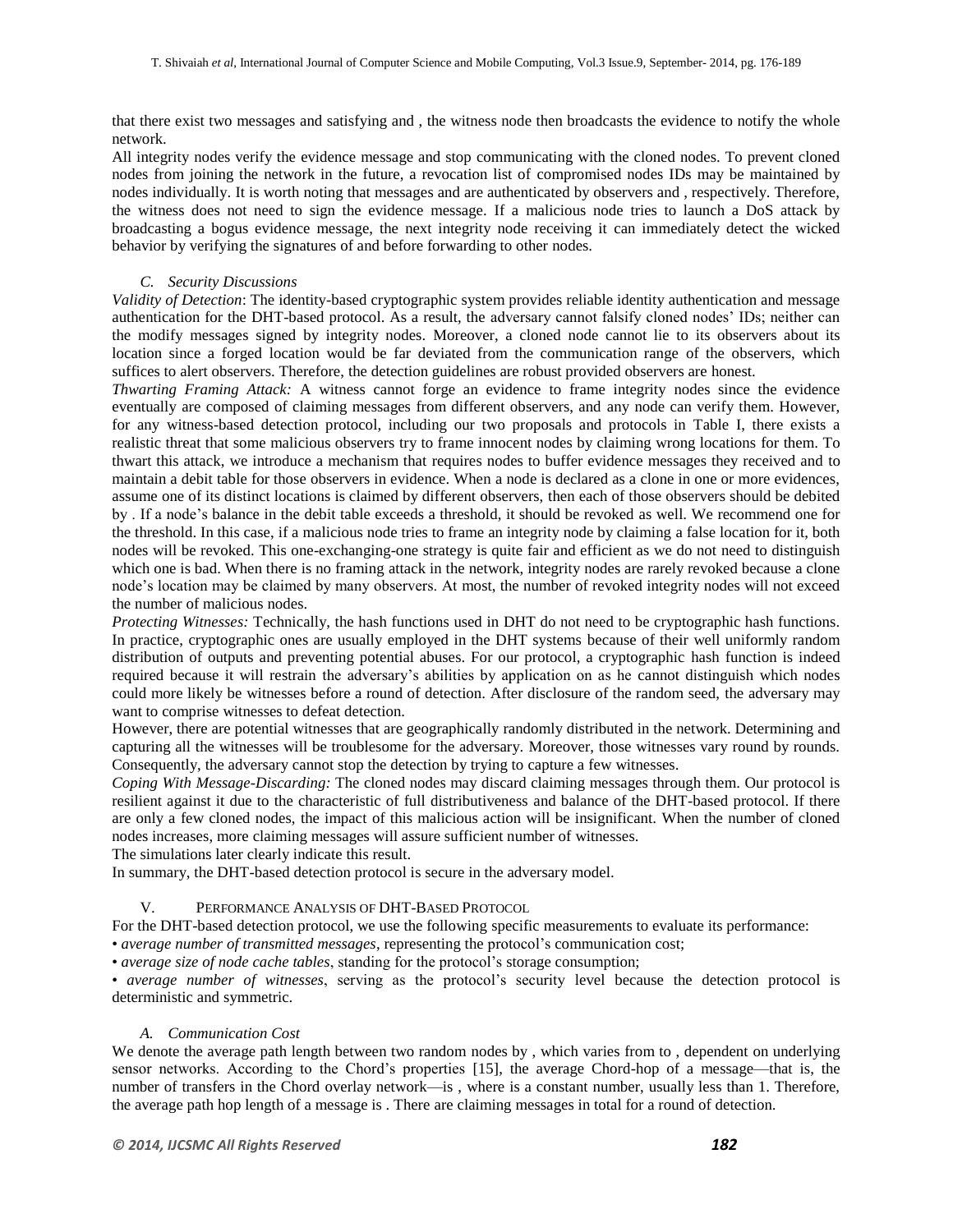that there exist two messages and satisfying and , the witness node then broadcasts the evidence to notify the whole network.

All integrity nodes verify the evidence message and stop communicating with the cloned nodes. To prevent cloned nodes from joining the network in the future, a revocation list of compromised nodes IDs may be maintained by nodes individually. It is worth noting that messages and are authenticated by observers and , respectively. Therefore, the witness does not need to sign the evidence message. If a malicious node tries to launch a DoS attack by broadcasting a bogus evidence message, the next integrity node receiving it can immediately detect the wicked behavior by verifying the signatures of and before forwarding to other nodes.

### *C. Security Discussions*

*Validity of Detection*: The identity-based cryptographic system provides reliable identity authentication and message authentication for the DHT-based protocol. As a result, the adversary cannot falsify cloned nodes' IDs; neither can the modify messages signed by integrity nodes. Moreover, a cloned node cannot lie to its observers about its location since a forged location would be far deviated from the communication range of the observers, which suffices to alert observers. Therefore, the detection guidelines are robust provided observers are honest.

*Thwarting Framing Attack:* A witness cannot forge an evidence to frame integrity nodes since the evidence eventually are composed of claiming messages from different observers, and any node can verify them. However, for any witness-based detection protocol, including our two proposals and protocols in Table I, there exists a realistic threat that some malicious observers try to frame innocent nodes by claiming wrong locations for them. To thwart this attack, we introduce a mechanism that requires nodes to buffer evidence messages they received and to maintain a debit table for those observers in evidence. When a node is declared as a clone in one or more evidences, assume one of its distinct locations is claimed by different observers, then each of those observers should be debited by . If a node's balance in the debit table exceeds a threshold, it should be revoked as well. We recommend one for the threshold. In this case, if a malicious node tries to frame an integrity node by claiming a false location for it, both nodes will be revoked. This one-exchanging-one strategy is quite fair and efficient as we do not need to distinguish which one is bad. When there is no framing attack in the network, integrity nodes are rarely revoked because a clone node's location may be claimed by many observers. At most, the number of revoked integrity nodes will not exceed the number of malicious nodes.

*Protecting Witnesses:* Technically, the hash functions used in DHT do not need to be cryptographic hash functions. In practice, cryptographic ones are usually employed in the DHT systems because of their well uniformly random distribution of outputs and preventing potential abuses. For our protocol, a cryptographic hash function is indeed required because it will restrain the adversary's abilities by application on as he cannot distinguish which nodes could more likely be witnesses before a round of detection. After disclosure of the random seed, the adversary may want to comprise witnesses to defeat detection.

However, there are potential witnesses that are geographically randomly distributed in the network. Determining and capturing all the witnesses will be troublesome for the adversary. Moreover, those witnesses vary round by rounds. Consequently, the adversary cannot stop the detection by trying to capture a few witnesses.

*Coping With Message-Discarding:* The cloned nodes may discard claiming messages through them. Our protocol is resilient against it due to the characteristic of full distributiveness and balance of the DHT-based protocol. If there are only a few cloned nodes, the impact of this malicious action will be insignificant. When the number of cloned nodes increases, more claiming messages will assure sufficient number of witnesses.

The simulations later clearly indicate this result.

In summary, the DHT-based detection protocol is secure in the adversary model.

## V. PERFORMANCE ANALYSIS OF DHT-BASED PROTOCOL

For the DHT-based detection protocol, we use the following specific measurements to evaluate its performance:

- *average number of transmitted messages*, representing the protocol's communication cost;
- *average size of node cache tables*, standing for the protocol's storage consumption;
- *average number of witnesses*, serving as the protocol's security level because the detection protocol is deterministic and symmetric.

### *A. Communication Cost*

We denote the average path length between two random nodes by , which varies from to , dependent on underlying sensor networks. According to the Chord's properties [15], the average Chord-hop of a message—that is, the number of transfers in the Chord overlay network—is , where is a constant number, usually less than 1. Therefore, the average path hop length of a message is . There are claiming messages in total for a round of detection.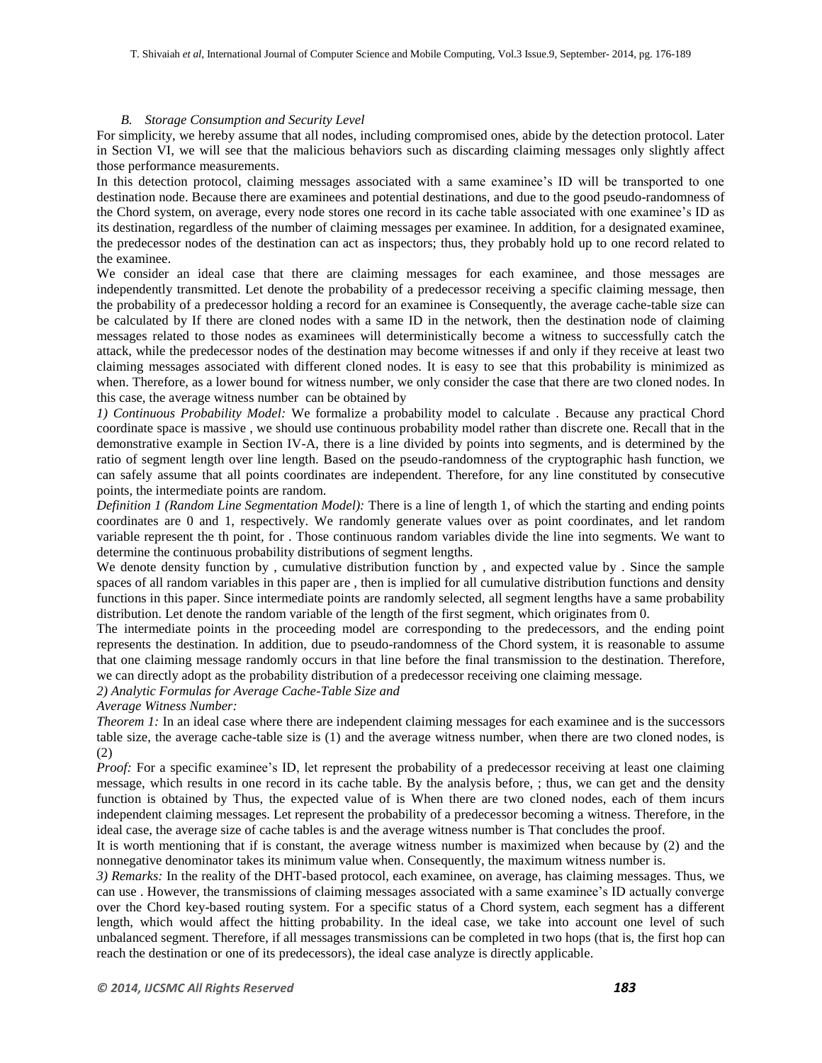*B. Storage Consumption and Security Level*

For simplicity, we hereby assume that all nodes, including compromised ones, abide by the detection protocol. Later in Section VI, we will see that the malicious behaviors such as discarding claiming messages only slightly affect those performance measurements.

In this detection protocol, claiming messages associated with a same examinee's ID will be transported to one destination node. Because there are examinees and potential destinations, and due to the good pseudo-randomness of the Chord system, on average, every node stores one record in its cache table associated with one examinee's ID as its destination, regardless of the number of claiming messages per examinee. In addition, for a designated examinee, the predecessor nodes of the destination can act as inspectors; thus, they probably hold up to one record related to the examinee.

We consider an ideal case that there are claiming messages for each examinee, and those messages are independently transmitted. Let denote the probability of a predecessor receiving a specific claiming message, then the probability of a predecessor holding a record for an examinee is Consequently, the average cache-table size can be calculated by If there are cloned nodes with a same ID in the network, then the destination node of claiming messages related to those nodes as examinees will deterministically become a witness to successfully catch the attack, while the predecessor nodes of the destination may become witnesses if and only if they receive at least two claiming messages associated with different cloned nodes. It is easy to see that this probability is minimized as when. Therefore, as a lower bound for witness number, we only consider the case that there are two cloned nodes. In this case, the average witness number can be obtained by

*1) Continuous Probability Model:* We formalize a probability model to calculate . Because any practical Chord coordinate space is massive , we should use continuous probability model rather than discrete one. Recall that in the demonstrative example in Section IV-A, there is a line divided by points into segments, and is determined by the ratio of segment length over line length. Based on the pseudo-randomness of the cryptographic hash function, we can safely assume that all points coordinates are independent. Therefore, for any line constituted by consecutive points, the intermediate points are random.

*Definition 1 (Random Line Segmentation Model):* There is a line of length 1, of which the starting and ending points coordinates are 0 and 1, respectively. We randomly generate values over as point coordinates, and let random variable represent the th point, for . Those continuous random variables divide the line into segments. We want to determine the continuous probability distributions of segment lengths.

We denote density function by , cumulative distribution function by , and expected value by . Since the sample spaces of all random variables in this paper are , then is implied for all cumulative distribution functions and density functions in this paper. Since intermediate points are randomly selected, all segment lengths have a same probability distribution. Let denote the random variable of the length of the first segment, which originates from 0.

The intermediate points in the proceeding model are corresponding to the predecessors, and the ending point represents the destination. In addition, due to pseudo-randomness of the Chord system, it is reasonable to assume that one claiming message randomly occurs in that line before the final transmission to the destination. Therefore, we can directly adopt as the probability distribution of a predecessor receiving one claiming message.

*2) Analytic Formulas for Average Cache-Table Size and Average Witness Number:*

*Theorem 1:* In an ideal case where there are independent claiming messages for each examinee and is the successors table size, the average cache-table size is (1) and the average witness number, when there are two cloned nodes, is (2)

*Proof:* For a specific examinee's ID, let represent the probability of a predecessor receiving at least one claiming message, which results in one record in its cache table. By the analysis before, ; thus, we can get and the density function is obtained by Thus, the expected value of is When there are two cloned nodes, each of them incurs independent claiming messages. Let represent the probability of a predecessor becoming a witness. Therefore, in the ideal case, the average size of cache tables is and the average witness number is That concludes the proof.

It is worth mentioning that if is constant, the average witness number is maximized when because by (2) and the nonnegative denominator takes its minimum value when. Consequently, the maximum witness number is.

*3) Remarks:* In the reality of the DHT-based protocol, each examinee, on average, has claiming messages. Thus, we can use . However, the transmissions of claiming messages associated with a same examinee's ID actually converge over the Chord key-based routing system. For a specific status of a Chord system, each segment has a different length, which would affect the hitting probability. In the ideal case, we take into account one level of such unbalanced segment. Therefore, if all messages transmissions can be completed in two hops (that is, the first hop can reach the destination or one of its predecessors), the ideal case analyze is directly applicable.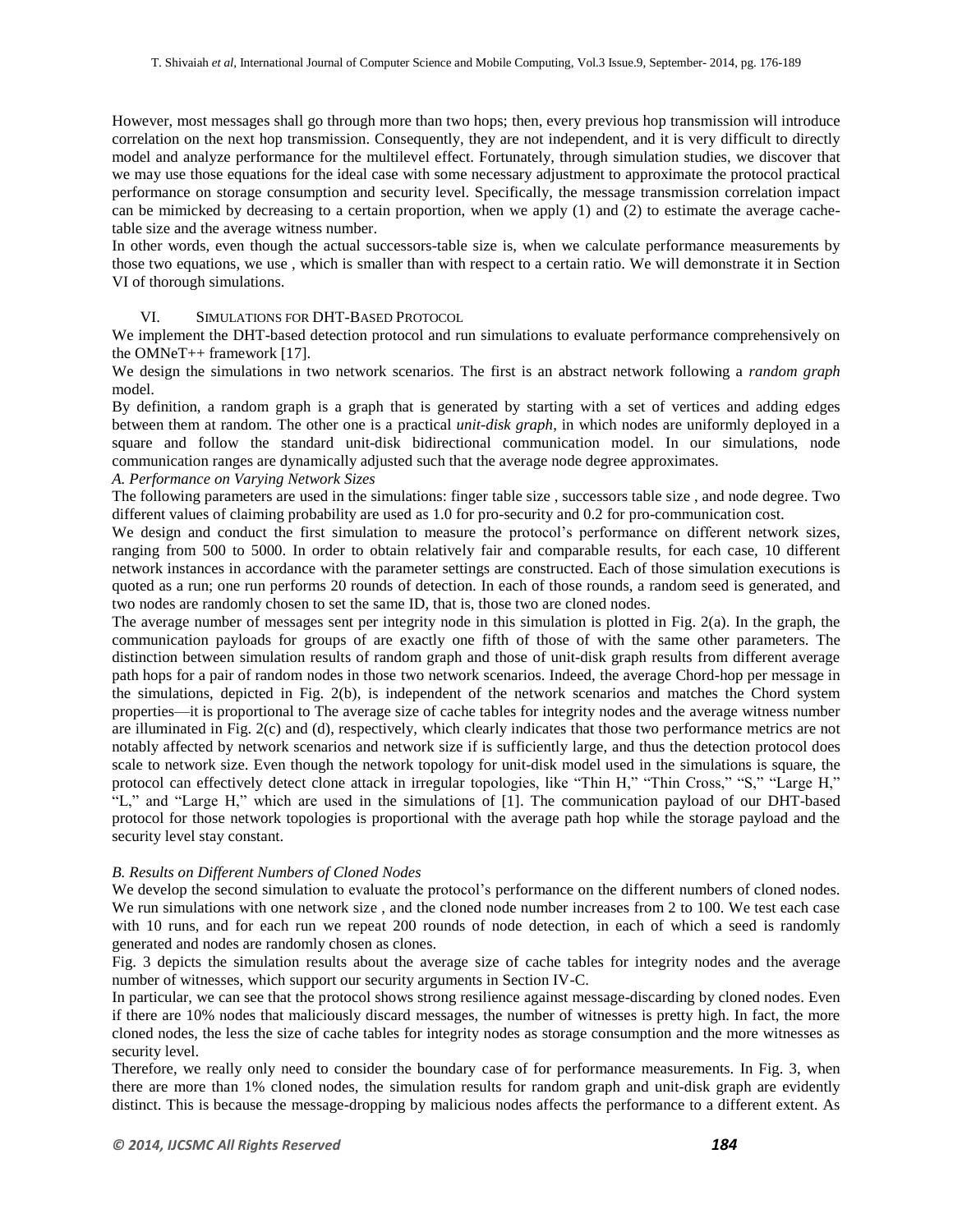However, most messages shall go through more than two hops; then, every previous hop transmission will introduce correlation on the next hop transmission. Consequently, they are not independent, and it is very difficult to directly model and analyze performance for the multilevel effect. Fortunately, through simulation studies, we discover that we may use those equations for the ideal case with some necessary adjustment to approximate the protocol practical performance on storage consumption and security level. Specifically, the message transmission correlation impact can be mimicked by decreasing to a certain proportion, when we apply (1) and (2) to estimate the average cache-table size and the average witness number.

In other words, even though the actual successors-table size is, when we calculate performance measurements by those two equations, we use , which is smaller than with respect to a certain ratio. We will demonstrate it in Section VI of thorough simulations.

## VI. SIMULATIONS FOR DHT-BASED PROTOCOL

We implement the DHT-based detection protocol and run simulations to evaluate performance comprehensively on the OMNeT++ framework [17].

We design the simulations in two network scenarios. The first is an abstract network following a *random graph* model.

By definition, a random graph is a graph that is generated by starting with a set of vertices and adding edges between them at random. The other one is a practical *unit-disk graph*, in which nodes are uniformly deployed in a square and follow the standard unit-disk bidirectional communication model. In our simulations, node communication ranges are dynamically adjusted such that the average node degree approximates.

### *A. Performance on Varying Network Sizes*

The following parameters are used in the simulations: finger table size , successors table size , and node degree. Two different values of claiming probability are used as 1.0 for pro-security and 0.2 for pro-communication cost.

We design and conduct the first simulation to measure the protocol's performance on different network sizes, ranging from 500 to 5000. In order to obtain relatively fair and comparable results, for each case, 10 different network instances in accordance with the parameter settings are constructed. Each of those simulation executions is quoted as a run; one run performs 20 rounds of detection. In each of those rounds, a random seed is generated, and two nodes are randomly chosen to set the same ID, that is, those two are cloned nodes.

The average number of messages sent per integrity node in this simulation is plotted in Fig. 2(a). In the graph, the communication payloads for groups of are exactly one fifth of those of with the same other parameters. The distinction between simulation results of random graph and those of unit-disk graph results from different average path hops for a pair of random nodes in those two network scenarios. Indeed, the average Chord-hop per message in the simulations, depicted in Fig. 2(b), is independent of the network scenarios and matches the Chord system properties—it is proportional to The average size of cache tables for integrity nodes and the average witness number are illuminated in Fig. 2(c) and (d), respectively, which clearly indicates that those two performance metrics are not notably affected by network scenarios and network size if is sufficiently large, and thus the detection protocol does scale to network size. Even though the network topology for unit-disk model used in the simulations is square, the protocol can effectively detect clone attack in irregular topologies, like "Thin H," "Thin Cross," "S," "Large H," "L," and "Large H," which are used in the simulations of [1]. The communication payload of our DHT-based protocol for those network topologies is proportional with the average path hop while the storage payload and the security level stay constant.

### *B. Results on Different Numbers of Cloned Nodes*

We develop the second simulation to evaluate the protocol's performance on the different numbers of cloned nodes. We run simulations with one network size , and the cloned node number increases from 2 to 100. We test each case with 10 runs, and for each run we repeat 200 rounds of node detection, in each of which a seed is randomly generated and nodes are randomly chosen as clones.

Fig. 3 depicts the simulation results about the average size of cache tables for integrity nodes and the average number of witnesses, which support our security arguments in Section IV-C.

In particular, we can see that the protocol shows strong resilience against message-discarding by cloned nodes. Even if there are 10% nodes that maliciously discard messages, the number of witnesses is pretty high. In fact, the more cloned nodes, the less the size of cache tables for integrity nodes as storage consumption and the more witnesses as security level.

Therefore, we really only need to consider the boundary case of for performance measurements. In Fig. 3, when there are more than 1% cloned nodes, the simulation results for random graph and unit-disk graph are evidently distinct. This is because the message-dropping by malicious nodes affects the performance to a different extent. As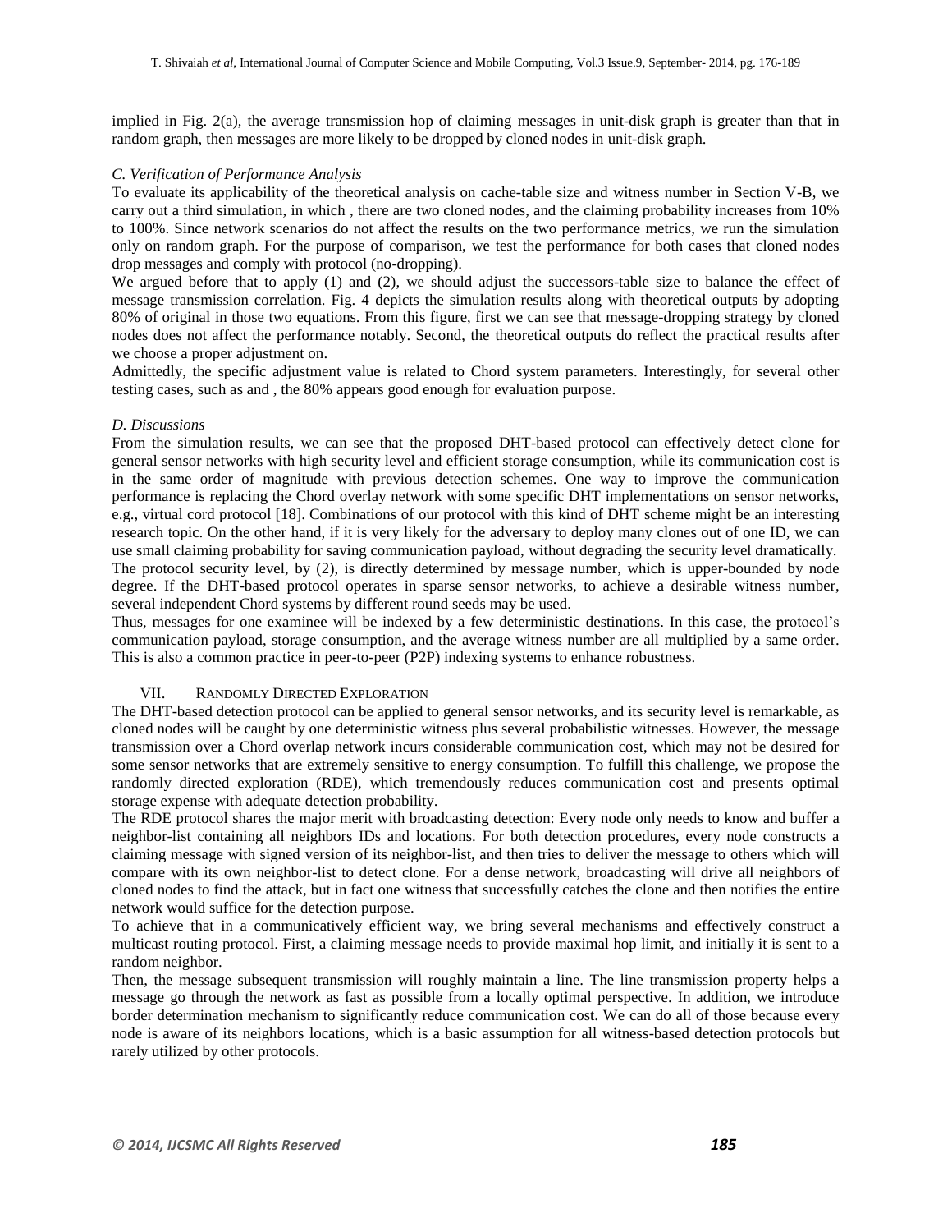implied in Fig. 2(a), the average transmission hop of claiming messages in unit-disk graph is greater than that in random graph, then messages are more likely to be dropped by cloned nodes in unit-disk graph.

*C. Verification of Performance Analysis*

To evaluate its applicability of the theoretical analysis on cache-table size and witness number in Section V-B, we carry out a third simulation, in which , there are two cloned nodes, and the claiming probability increases from 10% to 100%. Since network scenarios do not affect the results on the two performance metrics, we run the simulation only on random graph. For the purpose of comparison, we test the performance for both cases that cloned nodes drop messages and comply with protocol (no-dropping).

We argued before that to apply (1) and (2), we should adjust the successors-table size to balance the effect of message transmission correlation. Fig. 4 depicts the simulation results along with theoretical outputs by adopting 80% of original in those two equations. From this figure, first we can see that message-dropping strategy by cloned nodes does not affect the performance notably. Second, the theoretical outputs do reflect the practical results after we choose a proper adjustment on.

Admittedly, the specific adjustment value is related to Chord system parameters. Interestingly, for several other testing cases, such as and , the 80% appears good enough for evaluation purpose.

*D. Discussions*

From the simulation results, we can see that the proposed DHT-based protocol can effectively detect clone for general sensor networks with high security level and efficient storage consumption, while its communication cost is in the same order of magnitude with previous detection schemes. One way to improve the communication performance is replacing the Chord overlay network with some specific DHT implementations on sensor networks, e.g., virtual cord protocol [18]. Combinations of our protocol with this kind of DHT scheme might be an interesting research topic. On the other hand, if it is very likely for the adversary to deploy many clones out of one ID, we can use small claiming probability for saving communication payload, without degrading the security level dramatically.

The protocol security level, by (2), is directly determined by message number, which is upper-bounded by node degree. If the DHT-based protocol operates in sparse sensor networks, to achieve a desirable witness number, several independent Chord systems by different round seeds may be used.

Thus, messages for one examinee will be indexed by a few deterministic destinations. In this case, the protocol's communication payload, storage consumption, and the average witness number are all multiplied by a same order. This is also a common practice in peer-to-peer (P2P) indexing systems to enhance robustness.

## VII. RANDOMLY DIRECTED EXPLORATION

The DHT-based detection protocol can be applied to general sensor networks, and its security level is remarkable, as cloned nodes will be caught by one deterministic witness plus several probabilistic witnesses. However, the message transmission over a Chord overlap network incurs considerable communication cost, which may not be desired for some sensor networks that are extremely sensitive to energy consumption. To fulfill this challenge, we propose the randomly directed exploration (RDE), which tremendously reduces communication cost and presents optimal storage expense with adequate detection probability.

The RDE protocol shares the major merit with broadcasting detection: Every node only needs to know and buffer a neighbor-list containing all neighbors IDs and locations. For both detection procedures, every node constructs a claiming message with signed version of its neighbor-list, and then tries to deliver the message to others which will compare with its own neighbor-list to detect clone. For a dense network, broadcasting will drive all neighbors of cloned nodes to find the attack, but in fact one witness that successfully catches the clone and then notifies the entire network would suffice for the detection purpose.

To achieve that in a communicatively efficient way, we bring several mechanisms and effectively construct a multicast routing protocol. First, a claiming message needs to provide maximal hop limit, and initially it is sent to a random neighbor.

Then, the message subsequent transmission will roughly maintain a line. The line transmission property helps a message go through the network as fast as possible from a locally optimal perspective. In addition, we introduce border determination mechanism to significantly reduce communication cost. We can do all of those because every node is aware of its neighbors locations, which is a basic assumption for all witness-based detection protocols but rarely utilized by other protocols.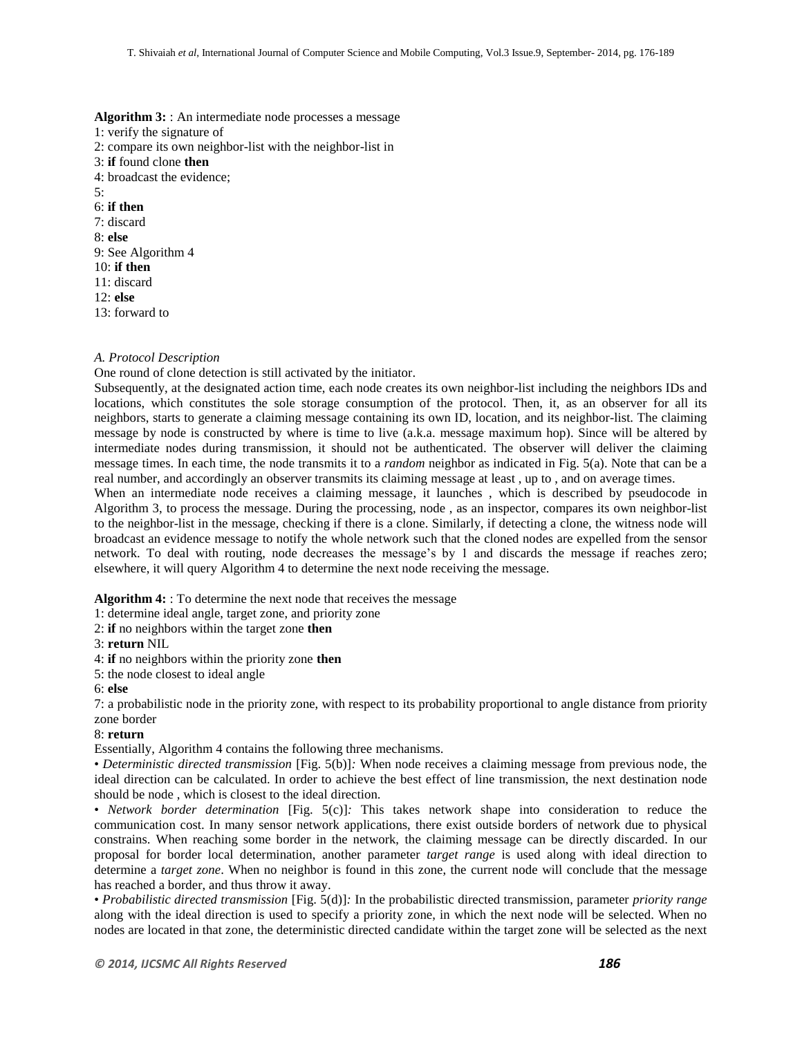**Algorithm 3:** : An intermediate node processes a message

1: verify the signature of
2: compare its own neighbor-list with the neighbor-list in
3: **if** found clone **then**
4: broadcast the evidence;
5:
6: **if then**
7: discard
8: **else**
9: See Algorithm 4
10: **if then**
11: discard
12: **else**
13: forward to

*A. Protocol Description*

One round of clone detection is still activated by the initiator.

Subsequently, at the designated action time, each node creates its own neighbor-list including the neighbors IDs and locations, which constitutes the sole storage consumption of the protocol. Then, it, as an observer for all its neighbors, starts to generate a claiming message containing its own ID, location, and its neighbor-list. The claiming message by node is constructed by where is time to live (a.k.a. message maximum hop). Since will be altered by intermediate nodes during transmission, it should not be authenticated. The observer will deliver the claiming message times. In each time, the node transmits it to a *random* neighbor as indicated in Fig. 5(a). Note that can be a real number, and accordingly an observer transmits its claiming message at least , up to , and on average times.

When an intermediate node receives a claiming message, it launches , which is described by pseudocode in Algorithm 3, to process the message. During the processing, node , as an inspector, compares its own neighbor-list to the neighbor-list in the message, checking if there is a clone. Similarly, if detecting a clone, the witness node will broadcast an evidence message to notify the whole network such that the cloned nodes are expelled from the sensor network. To deal with routing, node decreases the message's by 1 and discards the message if reaches zero; elsewhere, it will query Algorithm 4 to determine the next node receiving the message.

**Algorithm 4:** : To determine the next node that receives the message

1: determine ideal angle, target zone, and priority zone
2: **if** no neighbors within the target zone **then**
3: **return** NIL
4: **if** no neighbors within the priority zone **then**
5: the node closest to ideal angle
6: **else**
7: a probabilistic node in the priority zone, with respect to its probability proportional to angle distance from priority zone border
8: **return**

Essentially, Algorithm 4 contains the following three mechanisms.

• *Deterministic directed transmission* [Fig. 5(b)]*:* When node receives a claiming message from previous node, the ideal direction can be calculated. In order to achieve the best effect of line transmission, the next destination node should be node , which is closest to the ideal direction.

• *Network border determination* [Fig. 5(c)]*:* This takes network shape into consideration to reduce the communication cost. In many sensor network applications, there exist outside borders of network due to physical constrains. When reaching some border in the network, the claiming message can be directly discarded. In our proposal for border local determination, another parameter *target range* is used along with ideal direction to determine a *target zone*. When no neighbor is found in this zone, the current node will conclude that the message has reached a border, and thus throw it away.

• *Probabilistic directed transmission* [Fig. 5(d)]*:* In the probabilistic directed transmission, parameter *priority range* along with the ideal direction is used to specify a priority zone, in which the next node will be selected. When no nodes are located in that zone, the deterministic directed candidate within the target zone will be selected as the next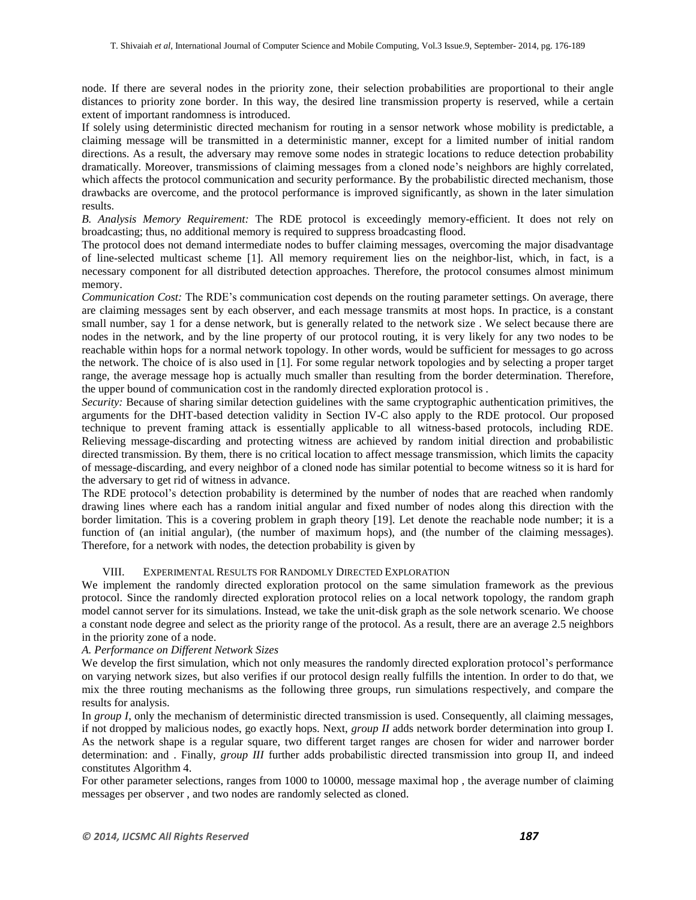node. If there are several nodes in the priority zone, their selection probabilities are proportional to their angle distances to priority zone border. In this way, the desired line transmission property is reserved, while a certain extent of important randomness is introduced.

If solely using deterministic directed mechanism for routing in a sensor network whose mobility is predictable, a claiming message will be transmitted in a deterministic manner, except for a limited number of initial random directions. As a result, the adversary may remove some nodes in strategic locations to reduce detection probability dramatically. Moreover, transmissions of claiming messages from a cloned node's neighbors are highly correlated, which affects the protocol communication and security performance. By the probabilistic directed mechanism, those drawbacks are overcome, and the protocol performance is improved significantly, as shown in the later simulation results.

*B. Analysis Memory Requirement:* The RDE protocol is exceedingly memory-efficient. It does not rely on broadcasting; thus, no additional memory is required to suppress broadcasting flood.

The protocol does not demand intermediate nodes to buffer claiming messages, overcoming the major disadvantage of line-selected multicast scheme [1]. All memory requirement lies on the neighbor-list, which, in fact, is a necessary component for all distributed detection approaches. Therefore, the protocol consumes almost minimum memory.

*Communication Cost:* The RDE's communication cost depends on the routing parameter settings. On average, there are claiming messages sent by each observer, and each message transmits at most hops. In practice, is a constant small number, say 1 for a dense network, but is generally related to the network size . We select because there are nodes in the network, and by the line property of our protocol routing, it is very likely for any two nodes to be reachable within hops for a normal network topology. In other words, would be sufficient for messages to go across the network. The choice of is also used in [1]. For some regular network topologies and by selecting a proper target range, the average message hop is actually much smaller than resulting from the border determination. Therefore, the upper bound of communication cost in the randomly directed exploration protocol is .

*Security:* Because of sharing similar detection guidelines with the same cryptographic authentication primitives, the arguments for the DHT-based detection validity in Section IV-C also apply to the RDE protocol. Our proposed technique to prevent framing attack is essentially applicable to all witness-based protocols, including RDE. Relieving message-discarding and protecting witness are achieved by random initial direction and probabilistic directed transmission. By them, there is no critical location to affect message transmission, which limits the capacity of message-discarding, and every neighbor of a cloned node has similar potential to become witness so it is hard for the adversary to get rid of witness in advance.

The RDE protocol's detection probability is determined by the number of nodes that are reached when randomly drawing lines where each has a random initial angular and fixed number of nodes along this direction with the border limitation. This is a covering problem in graph theory [19]. Let denote the reachable node number; it is a function of (an initial angular), (the number of maximum hops), and (the number of the claiming messages). Therefore, for a network with nodes, the detection probability is given by

## VIII. Experimental Results for Randomly Directed Exploration

We implement the randomly directed exploration protocol on the same simulation framework as the previous protocol. Since the randomly directed exploration protocol relies on a local network topology, the random graph model cannot server for its simulations. Instead, we take the unit-disk graph as the sole network scenario. We choose a constant node degree and select as the priority range of the protocol. As a result, there are an average 2.5 neighbors in the priority zone of a node.

*A. Performance on Different Network Sizes*

We develop the first simulation, which not only measures the randomly directed exploration protocol's performance on varying network sizes, but also verifies if our protocol design really fulfills the intention. In order to do that, we mix the three routing mechanisms as the following three groups, run simulations respectively, and compare the results for analysis.

In *group I*, only the mechanism of deterministic directed transmission is used. Consequently, all claiming messages, if not dropped by malicious nodes, go exactly hops. Next, *group II* adds network border determination into group I. As the network shape is a regular square, two different target ranges are chosen for wider and narrower border determination: and . Finally, *group III* further adds probabilistic directed transmission into group II, and indeed constitutes Algorithm 4.

For other parameter selections, ranges from 1000 to 10000, message maximal hop , the average number of claiming messages per observer , and two nodes are randomly selected as cloned.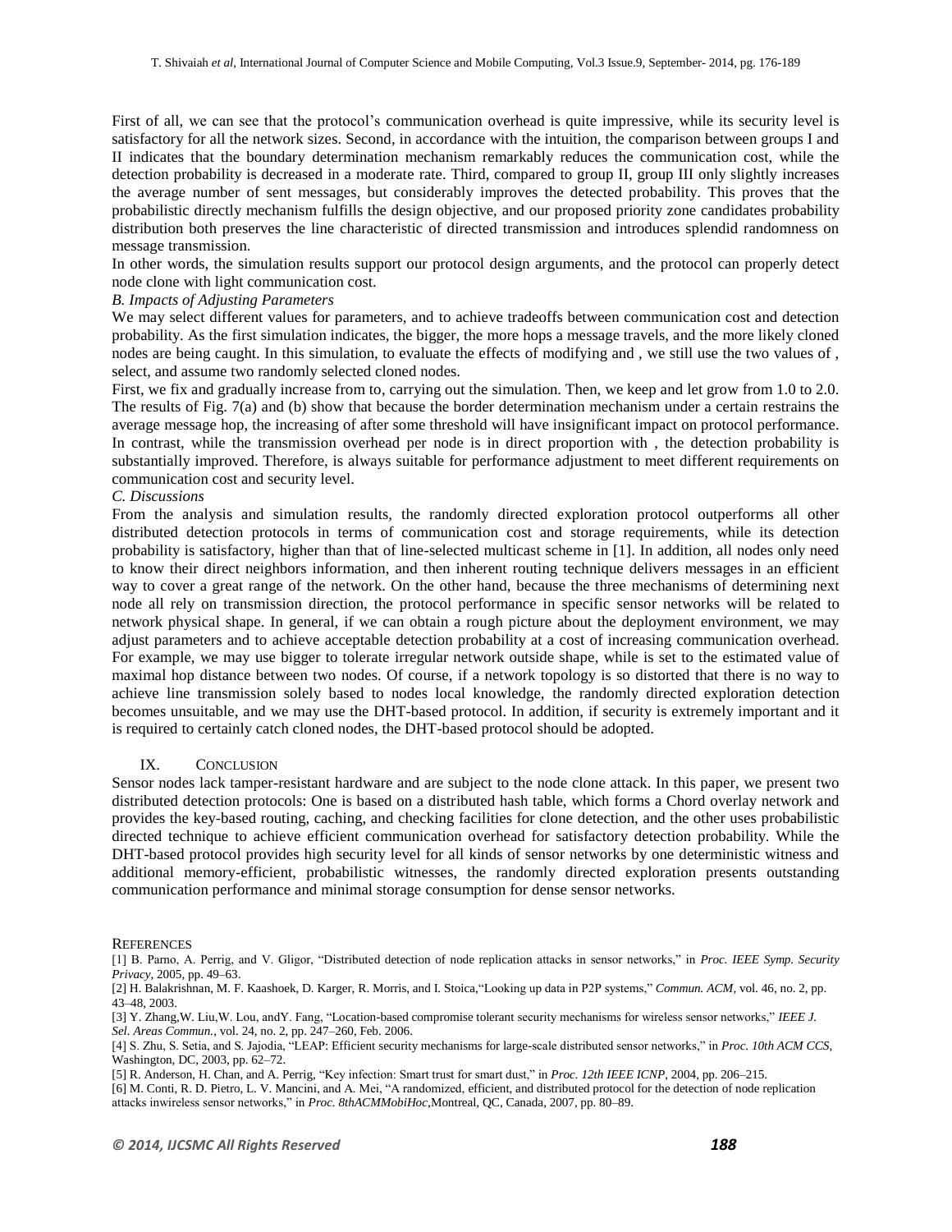First of all, we can see that the protocol's communication overhead is quite impressive, while its security level is satisfactory for all the network sizes. Second, in accordance with the intuition, the comparison between groups I and II indicates that the boundary determination mechanism remarkably reduces the communication cost, while the detection probability is decreased in a moderate rate. Third, compared to group II, group III only slightly increases the average number of sent messages, but considerably improves the detected probability. This proves that the probabilistic directly mechanism fulfills the design objective, and our proposed priority zone candidates probability distribution both preserves the line characteristic of directed transmission and introduces splendid randomness on message transmission.

In other words, the simulation results support our protocol design arguments, and the protocol can properly detect node clone with light communication cost.

*B. Impacts of Adjusting Parameters*

We may select different values for parameters, and to achieve tradeoffs between communication cost and detection probability. As the first simulation indicates, the bigger, the more hops a message travels, and the more likely cloned nodes are being caught. In this simulation, to evaluate the effects of modifying and , we still use the two values of , select, and assume two randomly selected cloned nodes.

First, we fix and gradually increase from to, carrying out the simulation. Then, we keep and let grow from 1.0 to 2.0. The results of Fig. 7(a) and (b) show that because the border determination mechanism under a certain restrains the average message hop, the increasing of after some threshold will have insignificant impact on protocol performance. In contrast, while the transmission overhead per node is in direct proportion with , the detection probability is substantially improved. Therefore, is always suitable for performance adjustment to meet different requirements on communication cost and security level.

*C. Discussions*

From the analysis and simulation results, the randomly directed exploration protocol outperforms all other distributed detection protocols in terms of communication cost and storage requirements, while its detection probability is satisfactory, higher than that of line-selected multicast scheme in [1]. In addition, all nodes only need to know their direct neighbors information, and then inherent routing technique delivers messages in an efficient way to cover a great range of the network. On the other hand, because the three mechanisms of determining next node all rely on transmission direction, the protocol performance in specific sensor networks will be related to network physical shape. In general, if we can obtain a rough picture about the deployment environment, we may adjust parameters and to achieve acceptable detection probability at a cost of increasing communication overhead. For example, we may use bigger to tolerate irregular network outside shape, while is set to the estimated value of maximal hop distance between two nodes. Of course, if a network topology is so distorted that there is no way to achieve line transmission solely based to nodes local knowledge, the randomly directed exploration detection becomes unsuitable, and we may use the DHT-based protocol. In addition, if security is extremely important and it is required to certainly catch cloned nodes, the DHT-based protocol should be adopted.

## IX. CONCLUSION

Sensor nodes lack tamper-resistant hardware and are subject to the node clone attack. In this paper, we present two distributed detection protocols: One is based on a distributed hash table, which forms a Chord overlay network and provides the key-based routing, caching, and checking facilities for clone detection, and the other uses probabilistic directed technique to achieve efficient communication overhead for satisfactory detection probability. While the DHT-based protocol provides high security level for all kinds of sensor networks by one deterministic witness and additional memory-efficient, probabilistic witnesses, the randomly directed exploration presents outstanding communication performance and minimal storage consumption for dense sensor networks.

## REFERENCES

[1] B. Parno, A. Perrig, and V. Gligor, "Distributed detection of node replication attacks in sensor networks," in *Proc. IEEE Symp. Security Privacy*, 2005, pp. 49–63.

[2] H. Balakrishnan, M. F. Kaashoek, D. Karger, R. Morris, and I. Stoica,"Looking up data in P2P systems," *Commun. ACM*, vol. 46, no. 2, pp. 43–48, 2003.

[3] Y. Zhang,W. Liu,W. Lou, andY. Fang, "Location-based compromise tolerant security mechanisms for wireless sensor networks," *IEEE J. Sel. Areas Commun.*, vol. 24, no. 2, pp. 247–260, Feb. 2006.

[4] S. Zhu, S. Setia, and S. Jajodia, "LEAP: Efficient security mechanisms for large-scale distributed sensor networks," in *Proc. 10th ACM CCS*, Washington, DC, 2003, pp. 62–72.

[5] R. Anderson, H. Chan, and A. Perrig, "Key infection: Smart trust for smart dust," in *Proc. 12th IEEE ICNP*, 2004, pp. 206–215.

[6] M. Conti, R. D. Pietro, L. V. Mancini, and A. Mei, "A randomized, efficient, and distributed protocol for the detection of node replication attacks inwireless sensor networks," in *Proc. 8thACMMobiHoc*,Montreal, QC, Canada, 2007, pp. 80–89.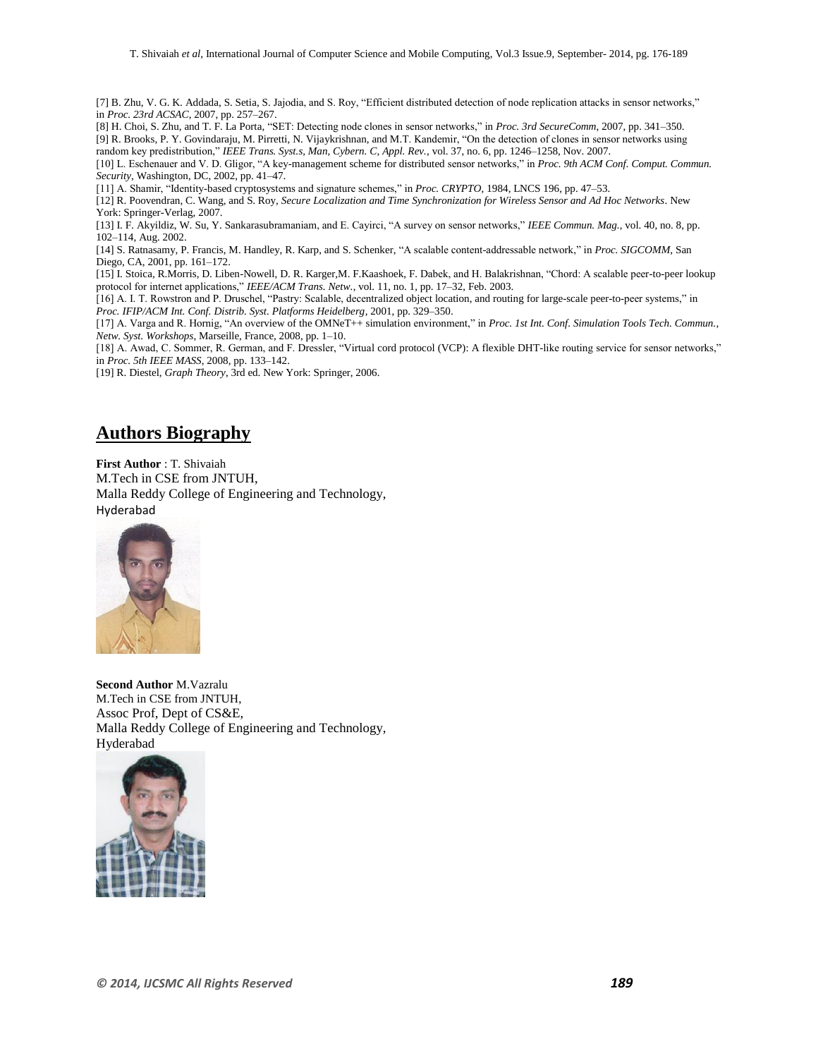[7] B. Zhu, V. G. K. Addada, S. Setia, S. Jajodia, and S. Roy, "Efficient distributed detection of node replication attacks in sensor networks," in *Proc. 23rd ACSAC*, 2007, pp. 257–267.

[8] H. Choi, S. Zhu, and T. F. La Porta, "SET: Detecting node clones in sensor networks," in *Proc. 3rd SecureComm*, 2007, pp. 341–350.

[9] R. Brooks, P. Y. Govindaraju, M. Pirretti, N. Vijaykrishnan, and M.T. Kandemir, "On the detection of clones in sensor networks using random key predistribution," *IEEE Trans. Syst.s, Man, Cybern. C, Appl. Rev.*, vol. 37, no. 6, pp. 1246–1258, Nov. 2007.

[10] L. Eschenauer and V. D. Gligor, "A key-management scheme for distributed sensor networks," in *Proc. 9th ACM Conf. Comput. Commun. Security*, Washington, DC, 2002, pp. 41–47.

[11] A. Shamir, "Identity-based cryptosystems and signature schemes," in *Proc. CRYPTO*, 1984, LNCS 196, pp. 47–53.

[12] R. Poovendran, C. Wang, and S. Roy, *Secure Localization and Time Synchronization for Wireless Sensor and Ad Hoc Networks*. New York: Springer-Verlag, 2007.

[13] I. F. Akyildiz, W. Su, Y. Sankarasubramaniam, and E. Cayirci, "A survey on sensor networks," *IEEE Commun. Mag.*, vol. 40, no. 8, pp. 102–114, Aug. 2002.

[14] S. Ratnasamy, P. Francis, M. Handley, R. Karp, and S. Schenker, "A scalable content-addressable network," in *Proc. SIGCOMM*, San Diego, CA, 2001, pp. 161–172.

[15] I. Stoica, R.Morris, D. Liben-Nowell, D. R. Karger,M. F.Kaashoek, F. Dabek, and H. Balakrishnan, "Chord: A scalable peer-to-peer lookup protocol for internet applications," *IEEE/ACM Trans. Netw.*, vol. 11, no. 1, pp. 17–32, Feb. 2003.

[16] A. I. T. Rowstron and P. Druschel, "Pastry: Scalable, decentralized object location, and routing for large-scale peer-to-peer systems," in *Proc. IFIP/ACM Int. Conf. Distrib. Syst. Platforms Heidelberg*, 2001, pp. 329–350.

[17] A. Varga and R. Hornig, "An overview of the OMNeT++ simulation environment," in *Proc. 1st Int. Conf. Simulation Tools Tech. Commun., Netw. Syst. Workshops*, Marseille, France, 2008, pp. 1–10.

[18] A. Awad, C. Sommer, R. German, and F. Dressler, "Virtual cord protocol (VCP): A flexible DHT-like routing service for sensor networks," in *Proc. 5th IEEE MASS*, 2008, pp. 133–142.

[19] R. Diestel, *Graph Theory*, 3rd ed. New York: Springer, 2006.

## Authors Biography

**First Author** : T. Shivaiah
M.Tech in CSE from JNTUH,
Malla Reddy College of Engineering and Technology,
Hyderabad

**Second Author** M.Vazralu
M.Tech in CSE from JNTUH,
Assoc Prof, Dept of CS&E,
Malla Reddy College of Engineering and Technology,
Hyderabad